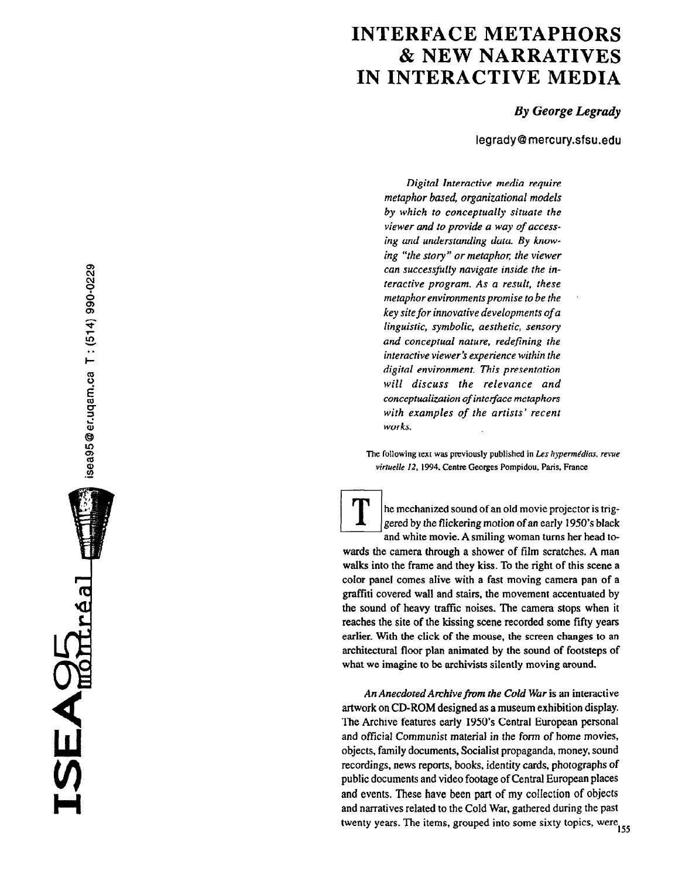# INTERFACE METAPHORS & NEW NARRATIVES IN INTERACTIVE MEDIA

***By George Legrady***

legrady@mercury.sfsu.edu

*Digital Interactive media require metaphor based, organizational models by which to conceptually situate the viewer and to provide a way of accessing and understanding data. By knowing "the story" or metaphor, the viewer can successfully navigate inside the interactive program. As a result, these metaphor environments promise to be the key site for innovative developments of a linguistic, symbolic, aesthetic, sensory and conceptual nature, redefining the interactive viewer's experience within the digital environment. This presentation will discuss the relevance and conceptualization of interface metaphors with examples of the artists' recent works.*

The following text was previously published in *Les hypermédias, revue virtuelle 12*, 1994. Centre Georges Pompidou, Paris, France

The mechanized sound of an old movie projector is triggered by the flickering motion of an early 1950's black and white movie. A smiling woman turns her head towards the camera through a shower of film scratches. A man walks into the frame and they kiss. To the right of this scene a color panel comes alive with a fast moving camera pan of a graffiti covered wall and stairs, the movement accentuated by the sound of heavy traffic noises. The camera stops when it reaches the site of the kissing scene recorded some fifty years earlier. With the click of the mouse, the screen changes to an architectural floor plan animated by the sound of footsteps of what we imagine to be archivists silently moving around.

*An Anecdoted Archive from the Cold War* is an interactive artwork on CD-ROM designed as a museum exhibition display. The Archive features early 1950's Central European personal and official Communist material in the form of home movies, objects, family documents, Socialist propaganda, money, sound recordings, news reports, books, identity cards, photographs of public documents and video footage of Central European places and events. These have been part of my collection of objects and narratives related to the Cold War, gathered during the past twenty years. The items, grouped into some sixty topics, were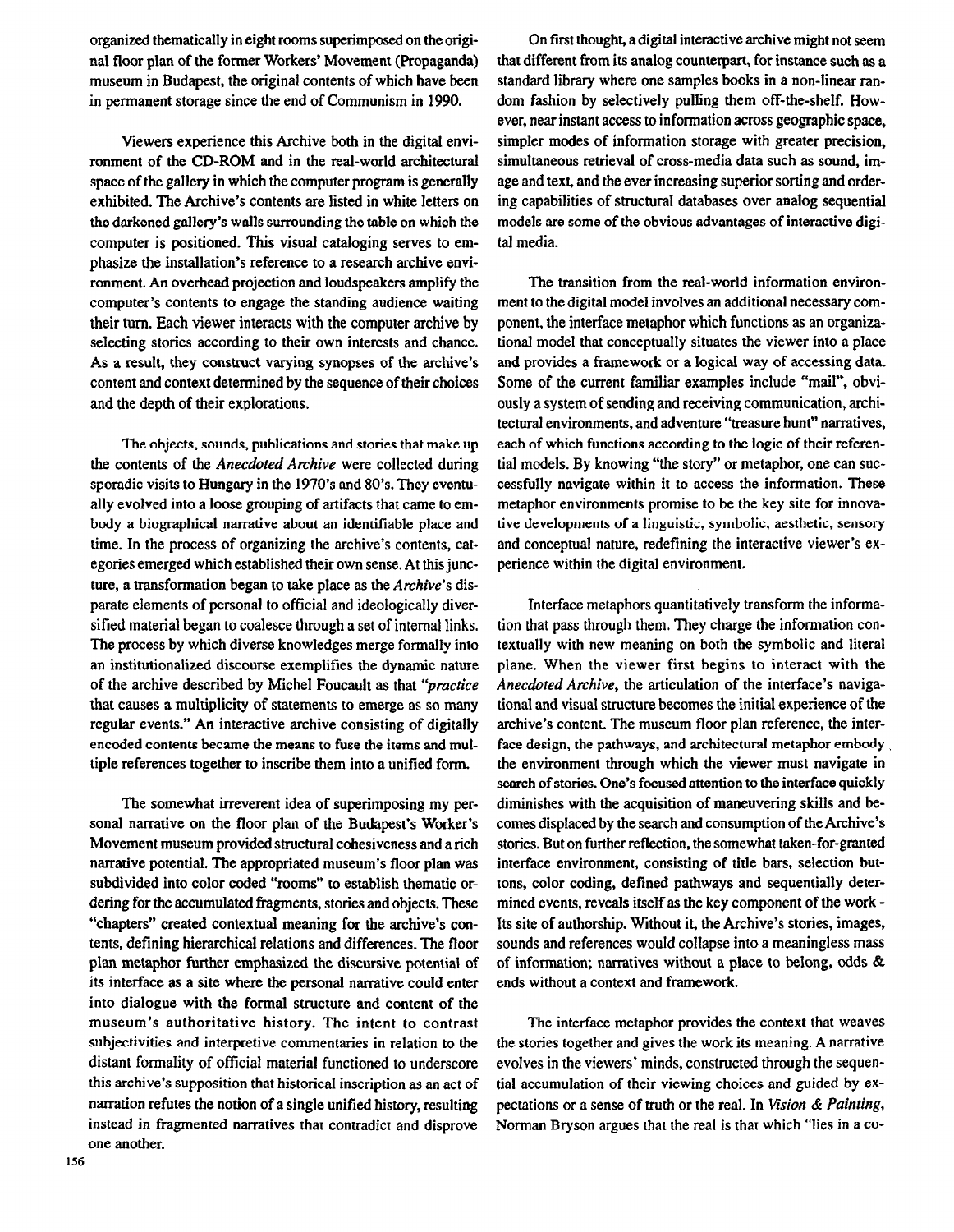organized thematically in eight rooms superimposed on the original floor plan of the former Workers' Movement (Propaganda) museum in Budapest, the original contents of which have been in permanent storage since the end of Communism in 1990.

Viewers experience this Archive both in the digital environment of the CD-ROM and in the real-world architectural space of the gallery in which the computer program is generally exhibited. The Archive's contents are listed in white letters on the darkened gallery's walls surrounding the table on which the computer is positioned. This visual cataloging serves to emphasize the installation's reference to a research archive environment. An overhead projection and loudspeakers amplify the computer's contents to engage the standing audience waiting their turn. Each viewer interacts with the computer archive by selecting stories according to their own interests and chance. As a result, they construct varying synopses of the archive's content and context determined by the sequence of their choices and the depth of their explorations.

The objects, sounds, publications and stories that make up the contents of the *Anecdoted Archive* were collected during sporadic visits to Hungary in the 1970's and 80's. They eventually evolved into a loose grouping of artifacts that came to embody a biographical narrative about an identifiable place and time. In the process of organizing the archive's contents, categories emerged which established their own sense. At this juncture, a transformation began to take place as the *Archive*'s disparate elements of personal to official and ideologically diversified material began to coalesce through a set of internal links. The process by which diverse knowledges merge formally into an institutionalized discourse exemplifies the dynamic nature of the archive described by Michel Foucault as that *"practice* that causes a multiplicity of statements to emerge as so many regular events." An interactive archive consisting of digitally encoded contents became the means to fuse the items and multiple references together to inscribe them into a unified form.

The somewhat irreverent idea of superimposing my personal narrative on the floor plan of the Budapest's Worker's Movement museum provided structural cohesiveness and a rich narrative potential. The appropriated museum's floor plan was subdivided into color coded "rooms" to establish thematic ordering for the accumulated fragments, stories and objects. These "chapters" created contextual meaning for the archive's contents, defining hierarchical relations and differences. The floor plan metaphor further emphasized the discursive potential of its interface as a site where the personal narrative could enter into dialogue with the formal structure and content of the museum's authoritative history. The intent to contrast subjectivities and interpretive commentaries in relation to the distant formality of official material functioned to underscore this archive's supposition that historical inscription as an act of narration refutes the notion of a single unified history, resulting instead in fragmented narratives that contradict and disprove one another.

On first thought, a digital interactive archive might not seem that different from its analog counterpart, for instance such as a standard library where one samples books in a non-linear random fashion by selectively pulling them off-the-shelf. However, near instant access to information across geographic space, simpler modes of information storage with greater precision, simultaneous retrieval of cross-media data such as sound, image and text, and the ever increasing superior sorting and ordering capabilities of structural databases over analog sequential models are some of the obvious advantages of interactive digital media.

The transition from the real-world information environment to the digital model involves an additional necessary component, the interface metaphor which functions as an organizational model that conceptually situates the viewer into a place and provides a framework or a logical way of accessing data. Some of the current familiar examples include "mail", obviously a system of sending and receiving communication, architectural environments, and adventure "treasure hunt" narratives, each of which functions according to the logic of their referential models. By knowing "the story" or metaphor, one can successfully navigate within it to access the information. These metaphor environments promise to be the key site for innovative developments of a linguistic, symbolic, aesthetic, sensory and conceptual nature, redefining the interactive viewer's experience within the digital environment.

Interface metaphors quantitatively transform the information that pass through them. They charge the information contextually with new meaning on both the symbolic and literal plane. When the viewer first begins to interact with the *Anecdoted Archive*, the articulation of the interface's navigational and visual structure becomes the initial experience of the archive's content. The museum floor plan reference, the interface design, the pathways, and architectural metaphor embody the environment through which the viewer must navigate in search of stories. One's focused attention to the interface quickly diminishes with the acquisition of maneuvering skills and becomes displaced by the search and consumption of the Archive's stories. But on further reflection, the somewhat taken-for-granted interface environment, consisting of title bars, selection buttons, color coding, defined pathways and sequentially determined events, reveals itself as the key component of the work - Its site of authorship. Without it, the Archive's stories, images, sounds and references would collapse into a meaningless mass of information; narratives without a place to belong, odds & ends without a context and framework.

The interface metaphor provides the context that weaves the stories together and gives the work its meaning. A narrative evolves in the viewers' minds, constructed through the sequential accumulation of their viewing choices and guided by expectations or a sense of truth or the real. In *Vision & Painting*, Norman Bryson argues that the real is that which "lies in a co-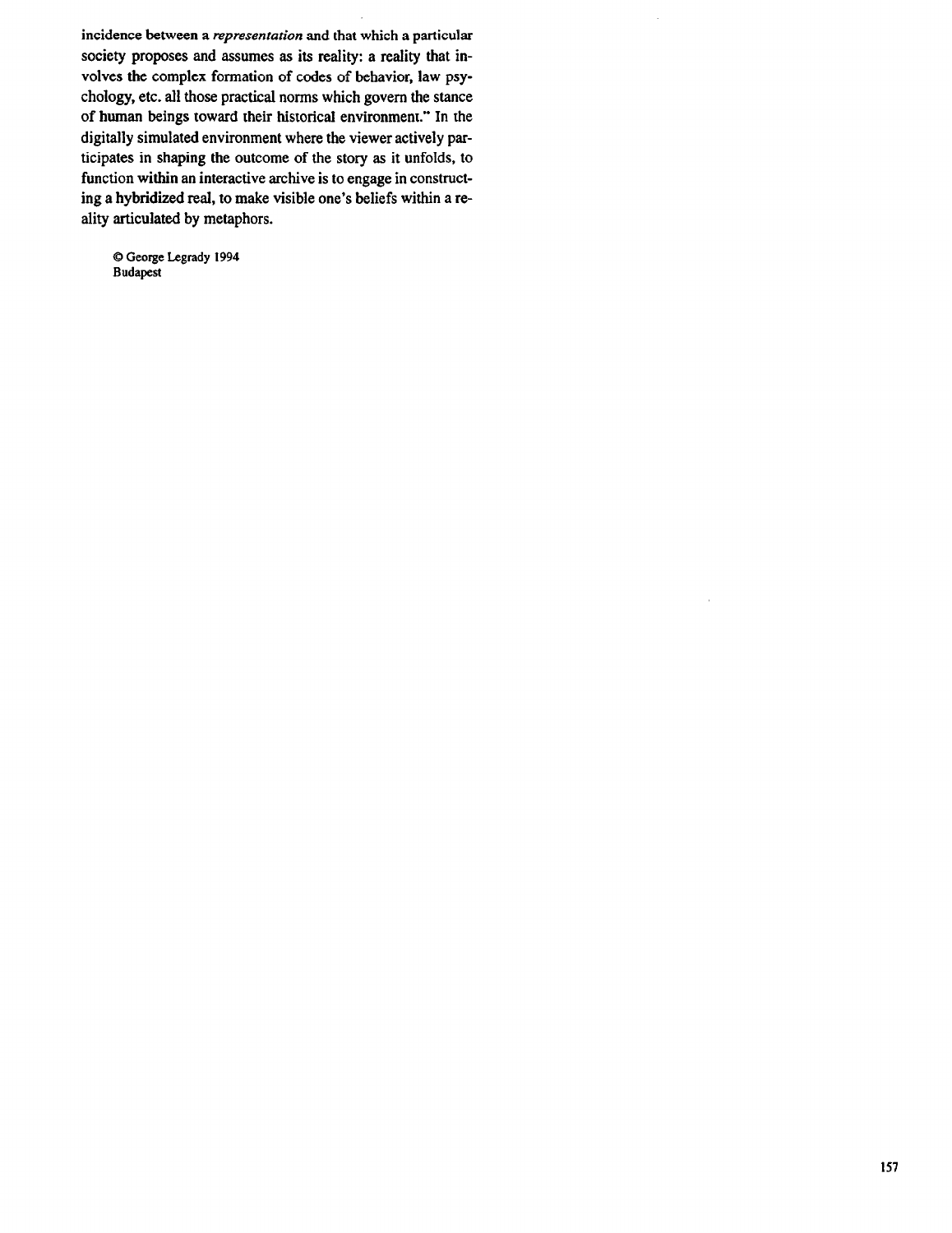incidence between a *representation* and that which a particular society proposes and assumes as its reality: a reality that involves the complex formation of codes of behavior, law psychology, etc. all those practical norms which govern the stance of human beings toward their historical environment." In the digitally simulated environment where the viewer actively participates in shaping the outcome of the story as it unfolds, to function within an interactive archive is to engage in constructing a hybridized real, to make visible one's beliefs within a reality articulated by metaphors.

© George Legrady 1994
Budapest